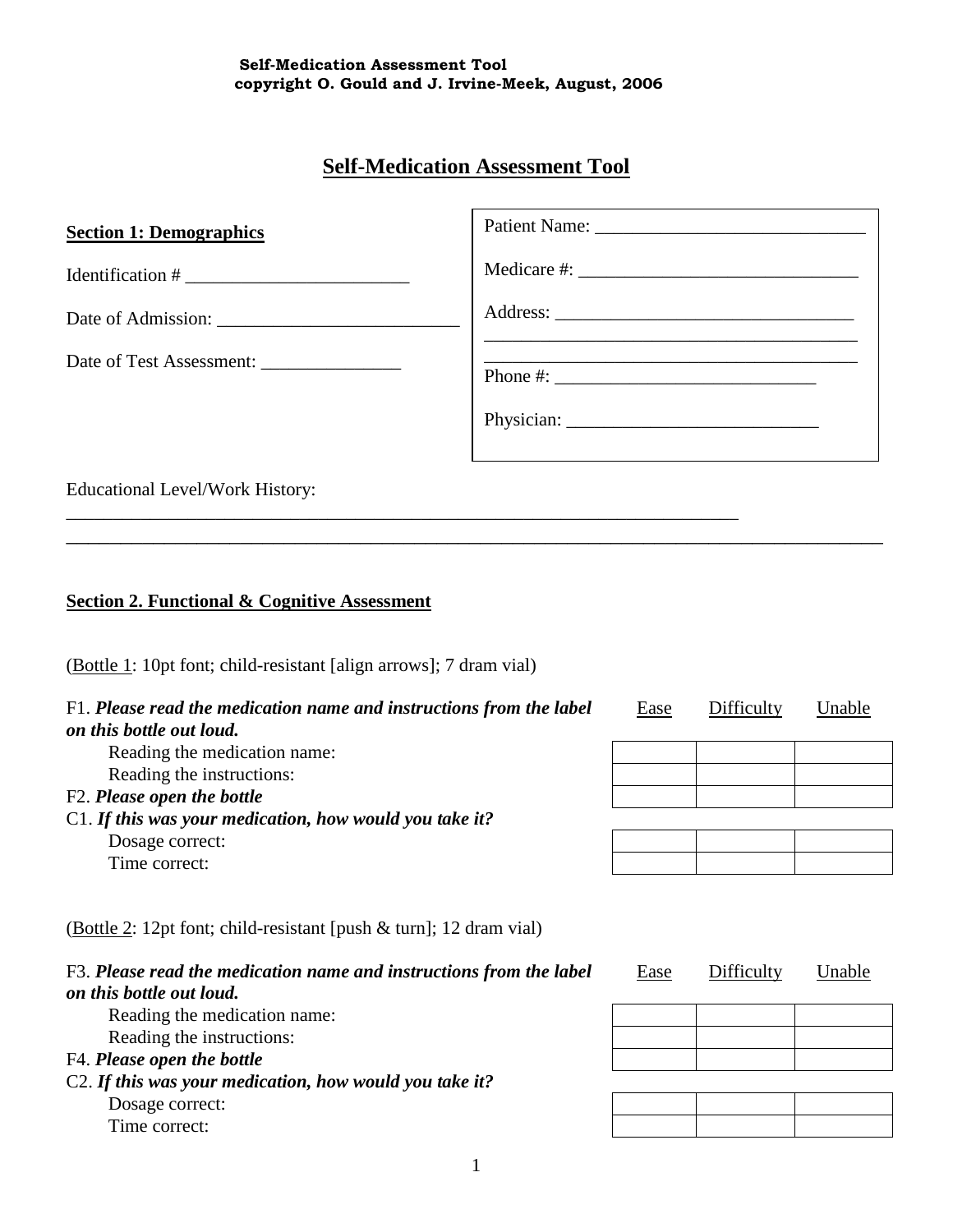**Self-Medication Assessment Tool**
**copyright O. Gould and J. Irvine-Meek, August, 2006**

# Self-Medication Assessment Tool

**Section 1: Demographics**

Identification # ________________________

Date of Admission: __________________________

Date of Test Assessment: _______________

Patient Name: _____________________________

Medicare #: _______________________________

Address: _________________________________
_________________________________________
_________________________________________

Phone #: _____________________________

Physician: ___________________________

Educational Level/Work History:
_____________________________________________________________________________
_____________________________________________________________________________

**Section 2. Functional & Cognitive Assessment**

(Bottle 1: 10pt font; child-resistant [align arrows]; 7 dram vial)

| | Ease | Difficulty | Unable |
|---|---|---|---|
| F1. ***Please read the medication name and instructions from the label on this bottle out loud.*** | | | |
| Reading the medication name: | | | |
| Reading the instructions: | | | |
| F2. ***Please open the bottle*** | | | |
| C1. ***If this was your medication, how would you take it?*** | | | |
| Dosage correct: | | | |
| Time correct: | | | |

(Bottle 2: 12pt font; child-resistant [push & turn]; 12 dram vial)

| | Ease | Difficulty | Unable |
|---|---|---|---|
| F3. ***Please read the medication name and instructions from the label on this bottle out loud.*** | | | |
| Reading the medication name: | | | |
| Reading the instructions: | | | |
| F4. ***Please open the bottle*** | | | |
| C2. ***If this was your medication, how would you take it?*** | | | |
| Dosage correct: | | | |
| Time correct: | | | |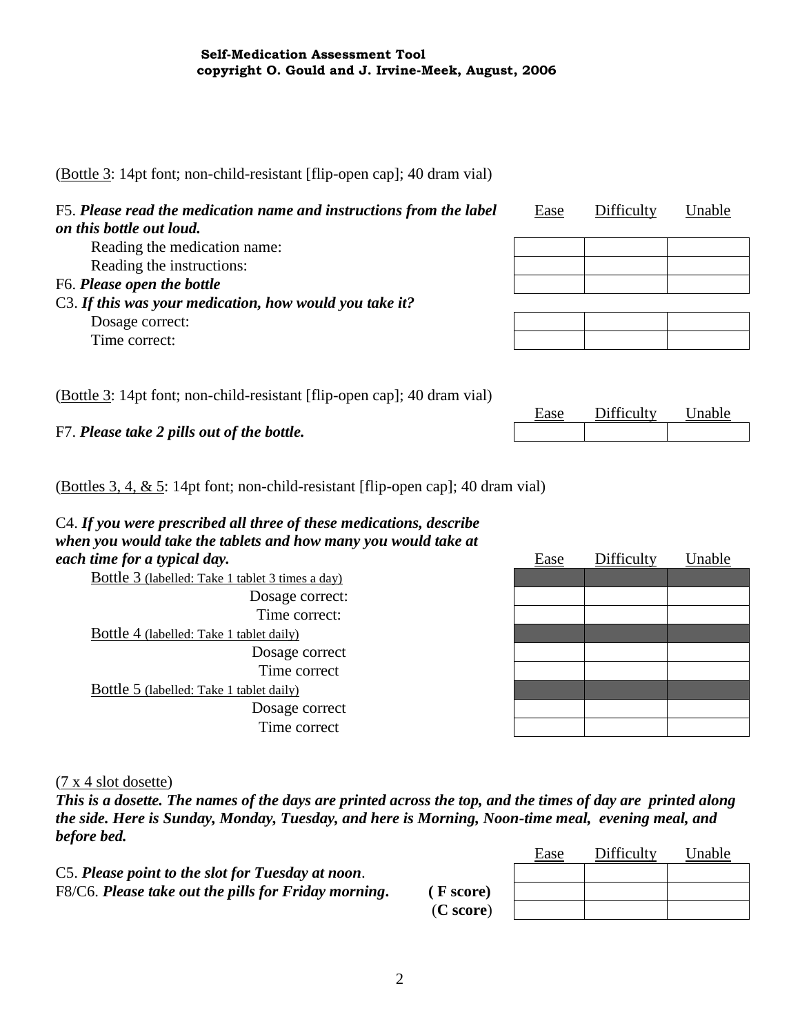**Self-Medication Assessment Tool**
**copyright O. Gould and J. Irvine-Meek, August, 2006**

(Bottle 3: 14pt font; non-child-resistant [flip-open cap]; 40 dram vial)

| F5. ***Please read the medication name and instructions from the label on this bottle out loud.*** | Ease | Difficulty | Unable |
|---|---|---|---|
| Reading the medication name: | | | |
| Reading the instructions: | | | |
| F6. ***Please open the bottle*** | | | |
| C3. ***If this was your medication, how would you take it?*** | | | |
| Dosage correct: | | | |
| Time correct: | | | |

(Bottle 3: 14pt font; non-child-resistant [flip-open cap]; 40 dram vial)

| | Ease | Difficulty | Unable |
|---|---|---|---|
| F7. ***Please take 2 pills out of the bottle.*** | | | |

(Bottles 3, 4, & 5: 14pt font; non-child-resistant [flip-open cap]; 40 dram vial)

| C4. ***If you were prescribed all three of these medications, describe when you would take the tablets and how many you would take at each time for a typical day.*** | Ease | Difficulty | Unable |
|---|---|---|---|
| Bottle 3 (labelled: Take 1 tablet 3 times a day) | | | |
| Dosage correct: | | | |
| Time correct: | | | |
| Bottle 4 (labelled: Take 1 tablet daily) | | | |
| Dosage correct | | | |
| Time correct | | | |
| Bottle 5 (labelled: Take 1 tablet daily) | | | |
| Dosage correct | | | |
| Time correct | | | |

(7 x 4 slot dosette)

***This is a dosette. The names of the days are printed across the top, and the times of day are printed along the side. Here is Sunday, Monday, Tuesday, and here is Morning, Noon-time meal, evening meal, and before bed.***

| | Ease | Difficulty | Unable |
|---|---|---|---|
| C5. ***Please point to the slot for Tuesday at noon.*** | | | |
| F8/C6. ***Please take out the pills for Friday morning.*** **( F score)** | | | |
| **(C score)** | | | |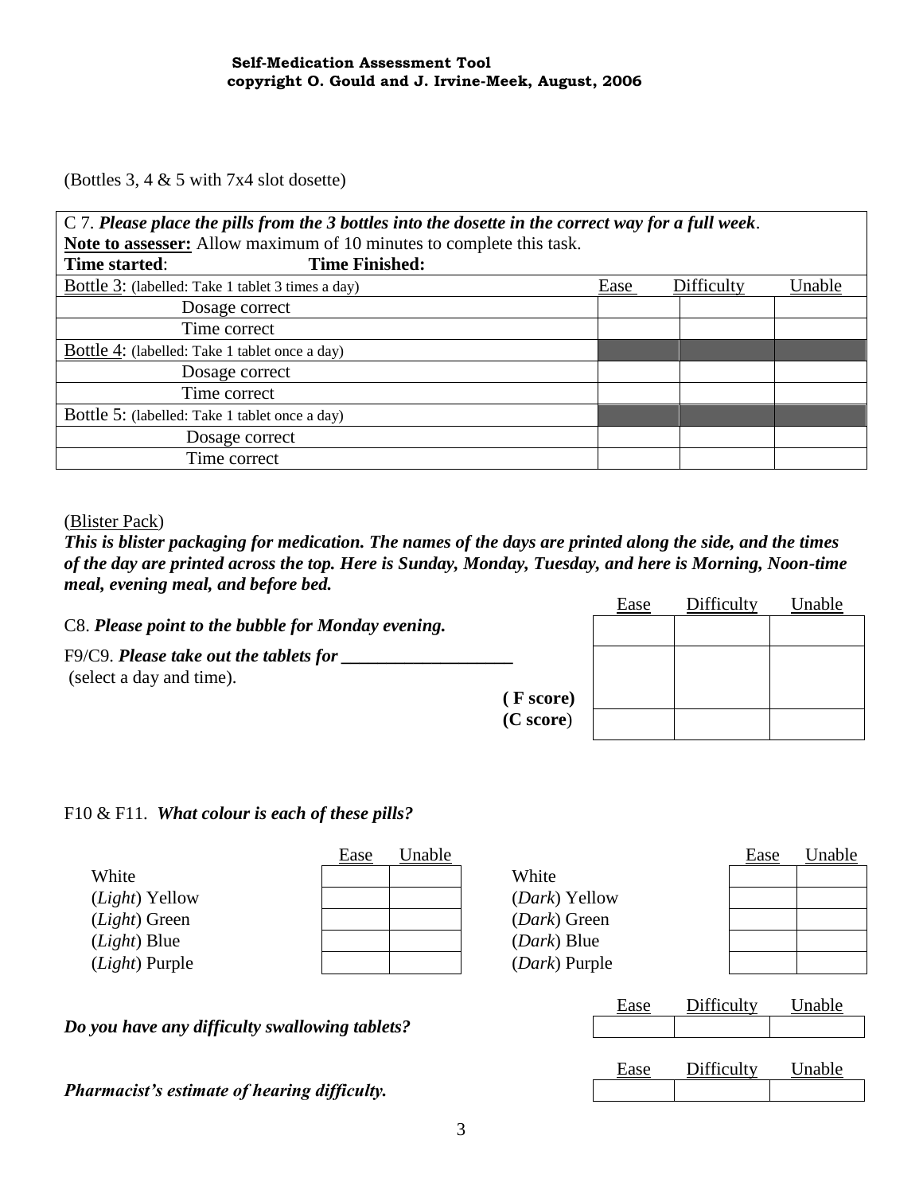**Self-Medication Assessment Tool**
**copyright O. Gould and J. Irvine-Meek, August, 2006**

(Bottles 3, 4 & 5 with 7x4 slot dosette)

| C 7. ***Please place the pills from the 3 bottles into the dosette in the correct way for a full week***. **Note to assesser:** Allow maximum of 10 minutes to complete this task. **Time started**: **Time Finished:** | | | |
|---|---|---|---|
| Bottle 3: (labelled: Take 1 tablet 3 times a day) | Ease | Difficulty | Unable |
| Dosage correct | | | |
| Time correct | | | |
| Bottle 4: (labelled: Take 1 tablet once a day) | | | |
| Dosage correct | | | |
| Time correct | | | |
| Bottle 5: (labelled: Take 1 tablet once a day) | | | |
| Dosage correct | | | |
| Time correct | | | |

(Blister Pack)

***This is blister packaging for medication. The names of the days are printed along the side, and the times of the day are printed across the top. Here is Sunday, Monday, Tuesday, and here is Morning, Noon-time meal, evening meal, and before bed.***

| | Ease | Difficulty | Unable |
|---|---|---|---|
| C8. ***Please point to the bubble for Monday evening.*** | | | |
| F9/C9. ***Please take out the tablets for ___________________*** (select a day and time). **( F score)** | | | |
| **(C score)** | | | |

F10 & F11. ***What colour is each of these pills?***

| | Ease | Unable |
|---|---|---|
| White | | |
| (*Light*) Yellow | | |
| (*Light*) Green | | |
| (*Light*) Blue | | |
| (*Light*) Purple | | |

| | Ease | Unable |
|---|---|---|
| White | | |
| (*Dark*) Yellow | | |
| (*Dark*) Green | | |
| (*Dark*) Blue | | |
| (*Dark*) Purple | | |

| | Ease | Difficulty | Unable |
|---|---|---|---|
| ***Do you have any difficulty swallowing tablets?*** | | | |

| | Ease | Difficulty | Unable |
|---|---|---|---|
| ***Pharmacist's estimate of hearing difficulty.*** | | | |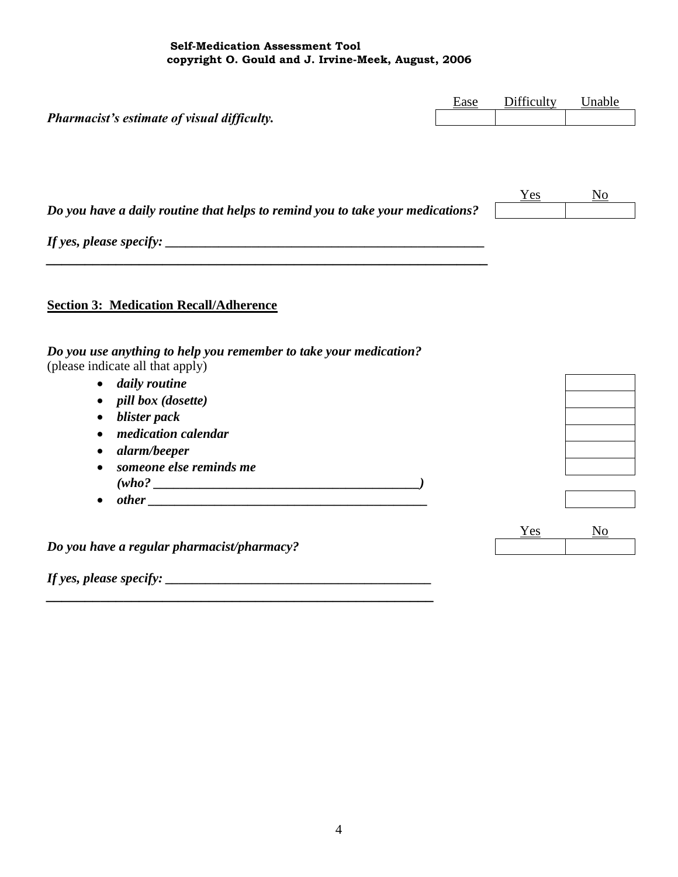**Self-Medication Assessment Tool**
**copyright O. Gould and J. Irvine-Meek, August, 2006**

| | Ease | Difficulty | Unable |
|---|---|---|---|
| ***Pharmacist's estimate of visual difficulty.*** | | | |

| | Yes | No |
|---|---|---|
| ***Do you have a daily routine that helps to remind you to take your medications?*** | | |

***If yes, please specify: ___________________________________________________***
***_____________________________________________________________________***

## Section 3: Medication Recall/Adherence

***Do you use anything to help you remember to take your medication?***
(please indicate all that apply)

| | |
|---|---|
| • ***daily routine*** | |
| • ***pill box (dosette)*** | |
| • ***blister pack*** | |
| • ***medication calendar*** | |
| • ***alarm/beeper*** | |
| • ***someone else reminds me (who? ________________________________________)*** | |
| • ***other ____________________________________________*** | |

| | Yes | No |
|---|---|---|
| ***Do you have a regular pharmacist/pharmacy?*** | | |

***If yes, please specify: __________________________________________***
***____________________________________________________________***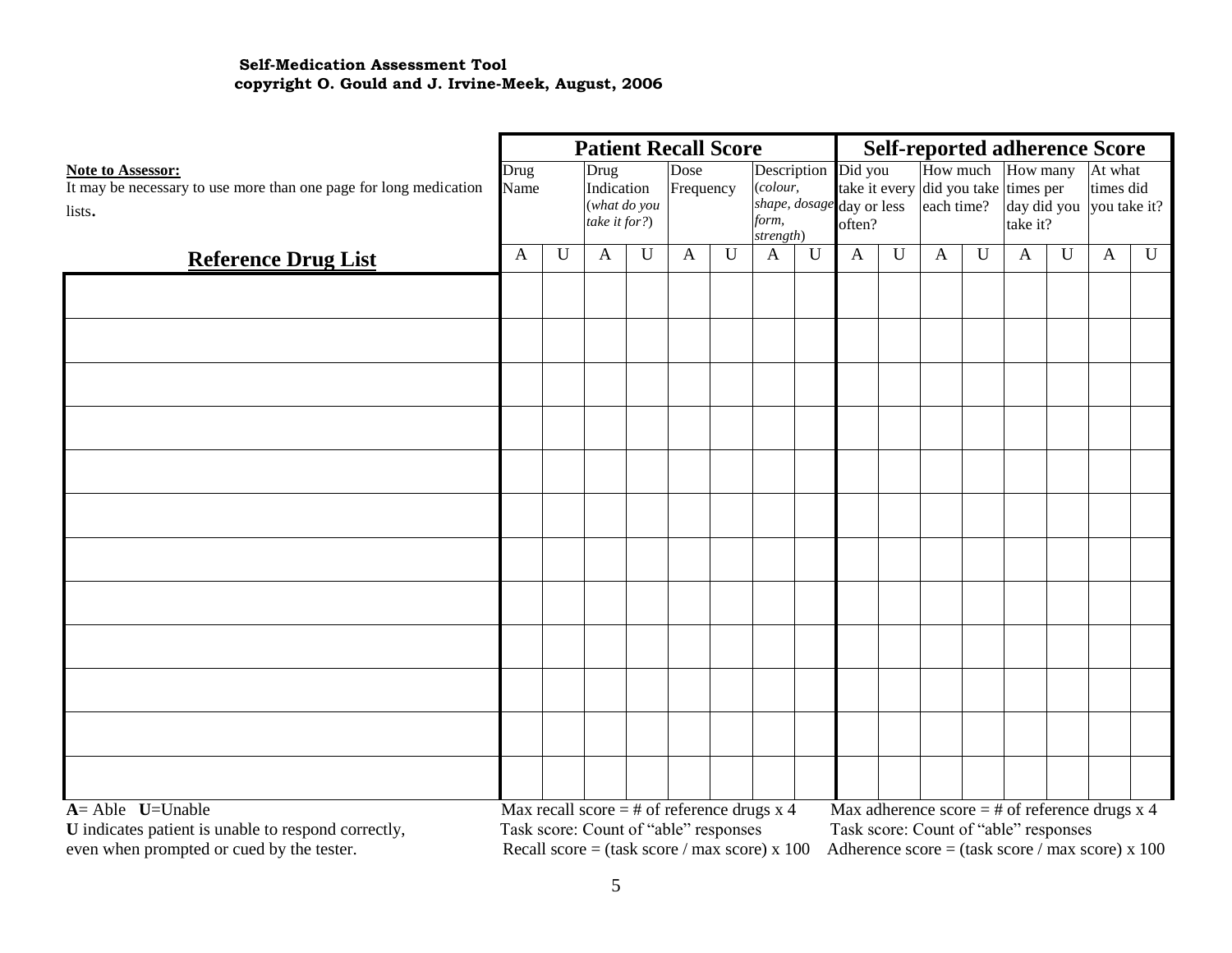**Self-Medication Assessment Tool**
**copyright O. Gould and J. Irvine-Meek, August, 2006**

**Note to Assessor:**
It may be necessary to use more than one page for long medication lists.

| | Patient Recall Score | | | | | | | | Self-reported adherence Score | | | | | | | |
|---|---|---|---|---|---|---|---|---|---|---|---|---|---|---|---|---|
| | Drug Name | | Drug Indication (*what do you take it for?*) | | Dose Frequency | | Description (*colour, shape, dosage form, strength*) | | Did you take it every day or less often? | | How much did you take each time? | | How many times per day did you take it? | | At what times did you take it? | |
| **Reference Drug List** | A | U | A | U | A | U | A | U | A | U | A | U | A | U | A | U |
| | | | | | | | | | | | | | | | | |
| | | | | | | | | | | | | | | | | |
| | | | | | | | | | | | | | | | | |
| | | | | | | | | | | | | | | | | |
| | | | | | | | | | | | | | | | | |
| | | | | | | | | | | | | | | | | |
| | | | | | | | | | | | | | | | | |
| | | | | | | | | | | | | | | | | |
| | | | | | | | | | | | | | | | | |
| | | | | | | | | | | | | | | | | |
| | | | | | | | | | | | | | | | | |
| | | | | | | | | | | | | | | | | |

**A**= Able **U**=Unable
**U** indicates patient is unable to respond correctly, even when prompted or cued by the tester.

Max recall score = # of reference drugs x 4
Task score: Count of "able" responses
Recall score = (task score / max score) x 100

Max adherence score = # of reference drugs x 4
Task score: Count of "able" responses
Adherence score = (task score / max score) x 100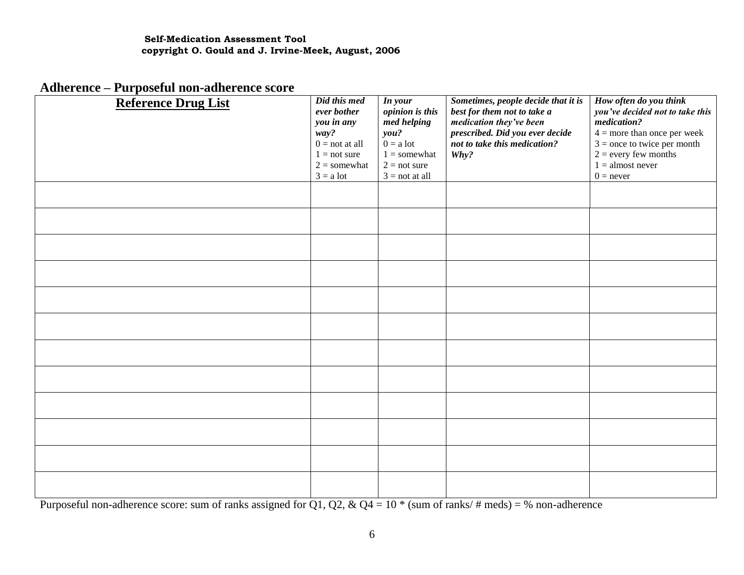**Self-Medication Assessment Tool**
**copyright O. Gould and J. Irvine-Meek, August, 2006**

## Adherence – Purposeful non-adherence score

| Reference Drug List | ***Did this med ever bother you in any way?*** 0 = not at all 1 = not sure 2 = somewhat 3 = a lot | ***In your opinion is this med helping you?*** 0 = a lot 1 = somewhat 2 = not sure 3 = not at all | ***Sometimes, people decide that it is best for them not to take a medication they've been prescribed. Did you ever decide not to take this medication? Why?*** | ***How often do you think you've decided not to take this medication?*** 4 = more than once per week 3 = once to twice per month 2 = every few months 1 = almost never 0 = never |
|---|---|---|---|---|
| | | | | |
| | | | | |
| | | | | |
| | | | | |
| | | | | |
| | | | | |
| | | | | |
| | | | | |
| | | | | |
| | | | | |
| | | | | |
| | | | | |

Purposeful non-adherence score: sum of ranks assigned for Q1, Q2, & Q4 = 10 * (sum of ranks/ # meds) = % non-adherence